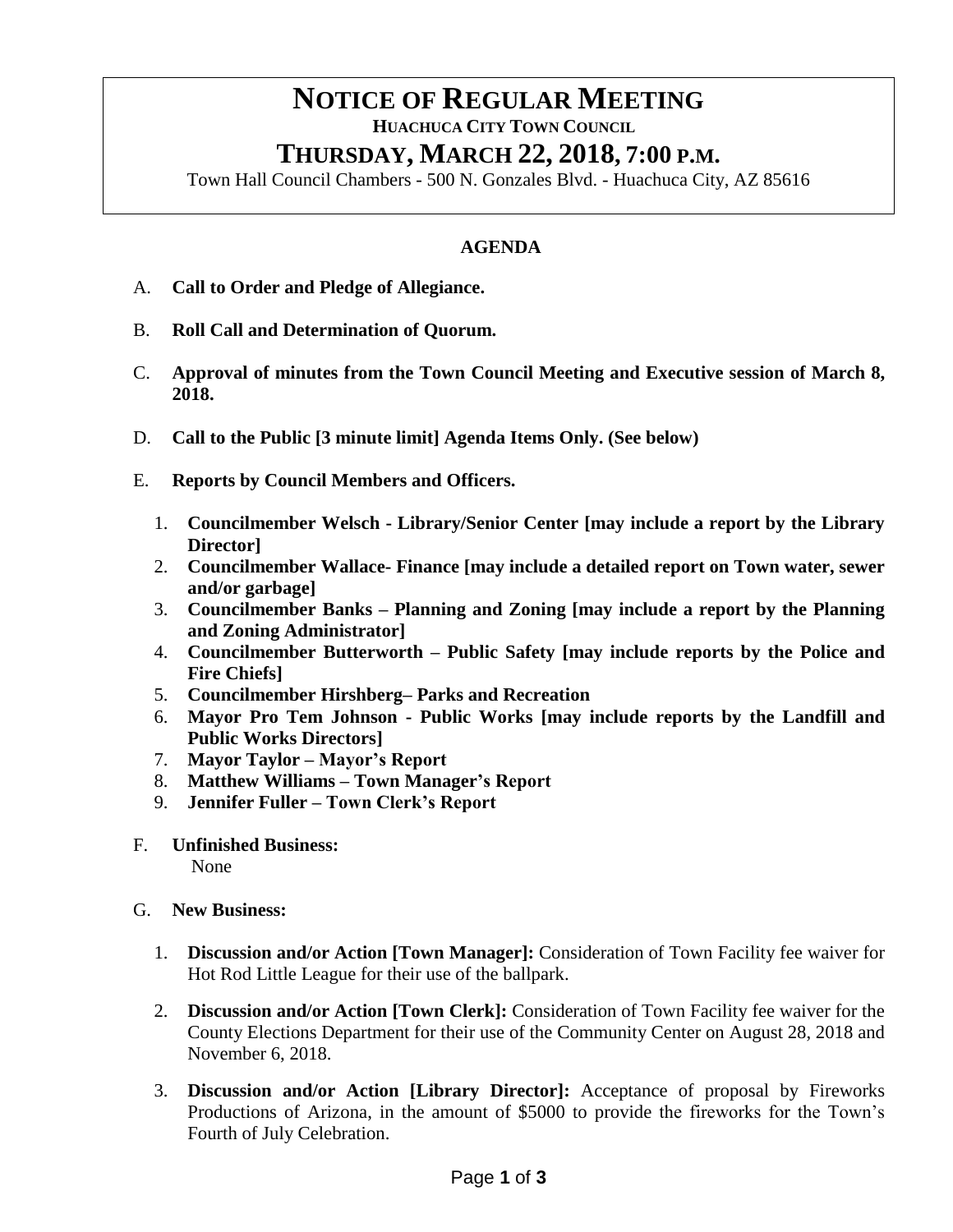# NOTICE OF REGULAR MEETING

**HUACHUCA CITY TOWN COUNCIL**

## THURSDAY, MARCH 22, 2018, 7:00 P.M.

Town Hall Council Chambers - 500 N. Gonzales Blvd. - Huachuca City, AZ 85616

**AGENDA**

A. **Call to Order and Pledge of Allegiance.**

B. **Roll Call and Determination of Quorum.**

C. **Approval of minutes from the Town Council Meeting and Executive session of March 8, 2018.**

D. **Call to the Public [3 minute limit] Agenda Items Only. (See below)**

E. **Reports by Council Members and Officers.**

1. **Councilmember Welsch - Library/Senior Center [may include a report by the Library Director]**
2. **Councilmember Wallace- Finance [may include a detailed report on Town water, sewer and/or garbage]**
3. **Councilmember Banks – Planning and Zoning [may include a report by the Planning and Zoning Administrator]**
4. **Councilmember Butterworth – Public Safety [may include reports by the Police and Fire Chiefs]**
5. **Councilmember Hirshberg– Parks and Recreation**
6. **Mayor Pro Tem Johnson - Public Works [may include reports by the Landfill and Public Works Directors]**
7. **Mayor Taylor – Mayor's Report**
8. **Matthew Williams – Town Manager's Report**
9. **Jennifer Fuller – Town Clerk's Report**

F. **Unfinished Business:**
None

G. **New Business:**

1. **Discussion and/or Action [Town Manager]:** Consideration of Town Facility fee waiver for Hot Rod Little League for their use of the ballpark.
2. **Discussion and/or Action [Town Clerk]:** Consideration of Town Facility fee waiver for the County Elections Department for their use of the Community Center on August 28, 2018 and November 6, 2018.
3. **Discussion and/or Action [Library Director]:** Acceptance of proposal by Fireworks Productions of Arizona, in the amount of $5000 to provide the fireworks for the Town's Fourth of July Celebration.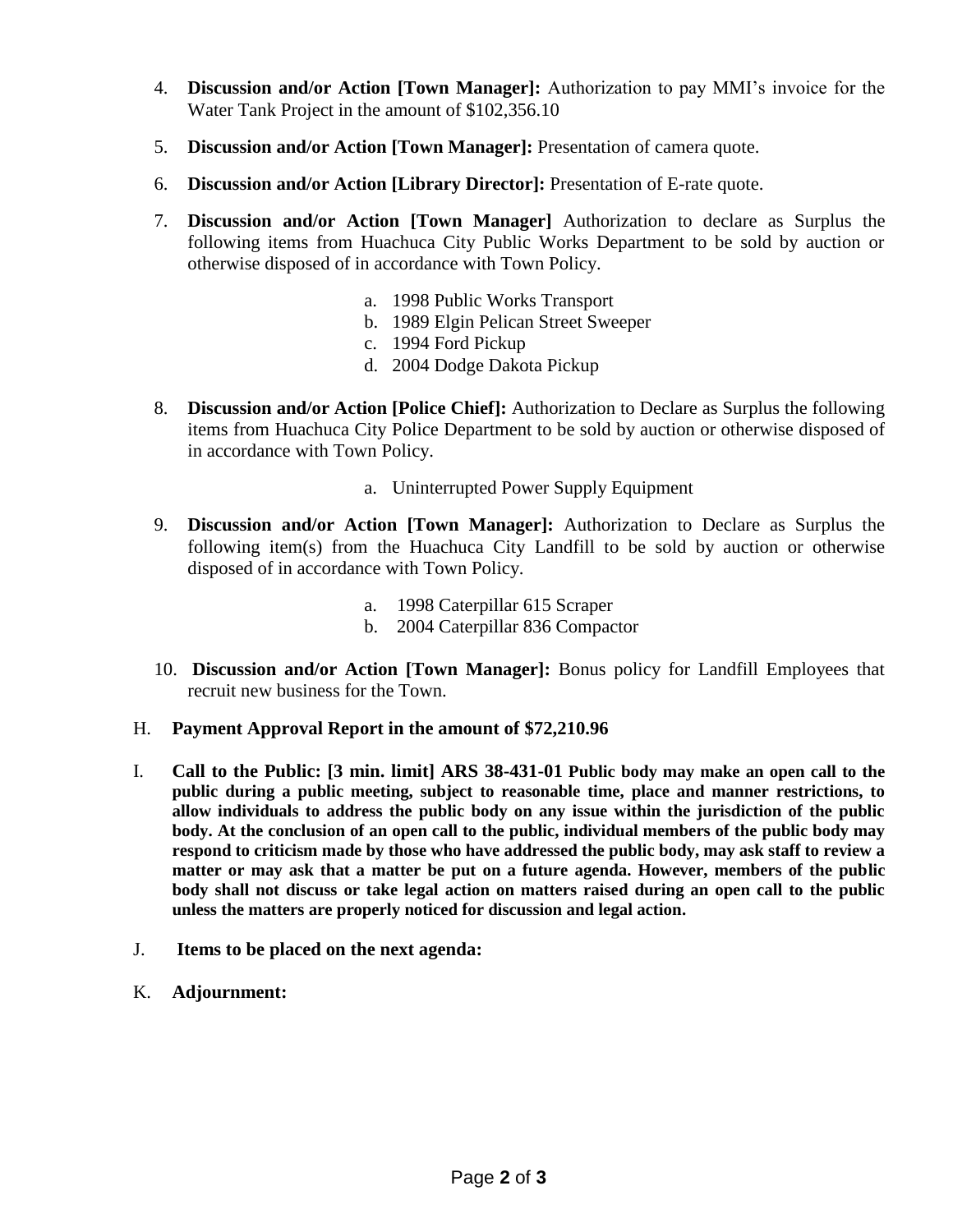4. **Discussion and/or Action [Town Manager]:** Authorization to pay MMI's invoice for the Water Tank Project in the amount of $102,356.10

5. **Discussion and/or Action [Town Manager]:** Presentation of camera quote.

6. **Discussion and/or Action [Library Director]:** Presentation of E-rate quote.

7. **Discussion and/or Action [Town Manager]** Authorization to declare as Surplus the following items from Huachuca City Public Works Department to be sold by auction or otherwise disposed of in accordance with Town Policy.

   a. 1998 Public Works Transport
   b. 1989 Elgin Pelican Street Sweeper
   c. 1994 Ford Pickup
   d. 2004 Dodge Dakota Pickup

8. **Discussion and/or Action [Police Chief]:** Authorization to Declare as Surplus the following items from Huachuca City Police Department to be sold by auction or otherwise disposed of in accordance with Town Policy.

   a. Uninterrupted Power Supply Equipment

9. **Discussion and/or Action [Town Manager]:** Authorization to Declare as Surplus the following item(s) from the Huachuca City Landfill to be sold by auction or otherwise disposed of in accordance with Town Policy.

   a. 1998 Caterpillar 615 Scraper
   b. 2004 Caterpillar 836 Compactor

10. **Discussion and/or Action [Town Manager]:** Bonus policy for Landfill Employees that recruit new business for the Town.

H. **Payment Approval Report in the amount of $72,210.96**

I. **Call to the Public: [3 min. limit] ARS 38-431-01 Public body may make an open call to the public during a public meeting, subject to reasonable time, place and manner restrictions, to allow individuals to address the public body on any issue within the jurisdiction of the public body. At the conclusion of an open call to the public, individual members of the public body may respond to criticism made by those who have addressed the public body, may ask staff to review a matter or may ask that a matter be put on a future agenda. However, members of the public body shall not discuss or take legal action on matters raised during an open call to the public unless the matters are properly noticed for discussion and legal action.**

J. **Items to be placed on the next agenda:**

K. **Adjournment:**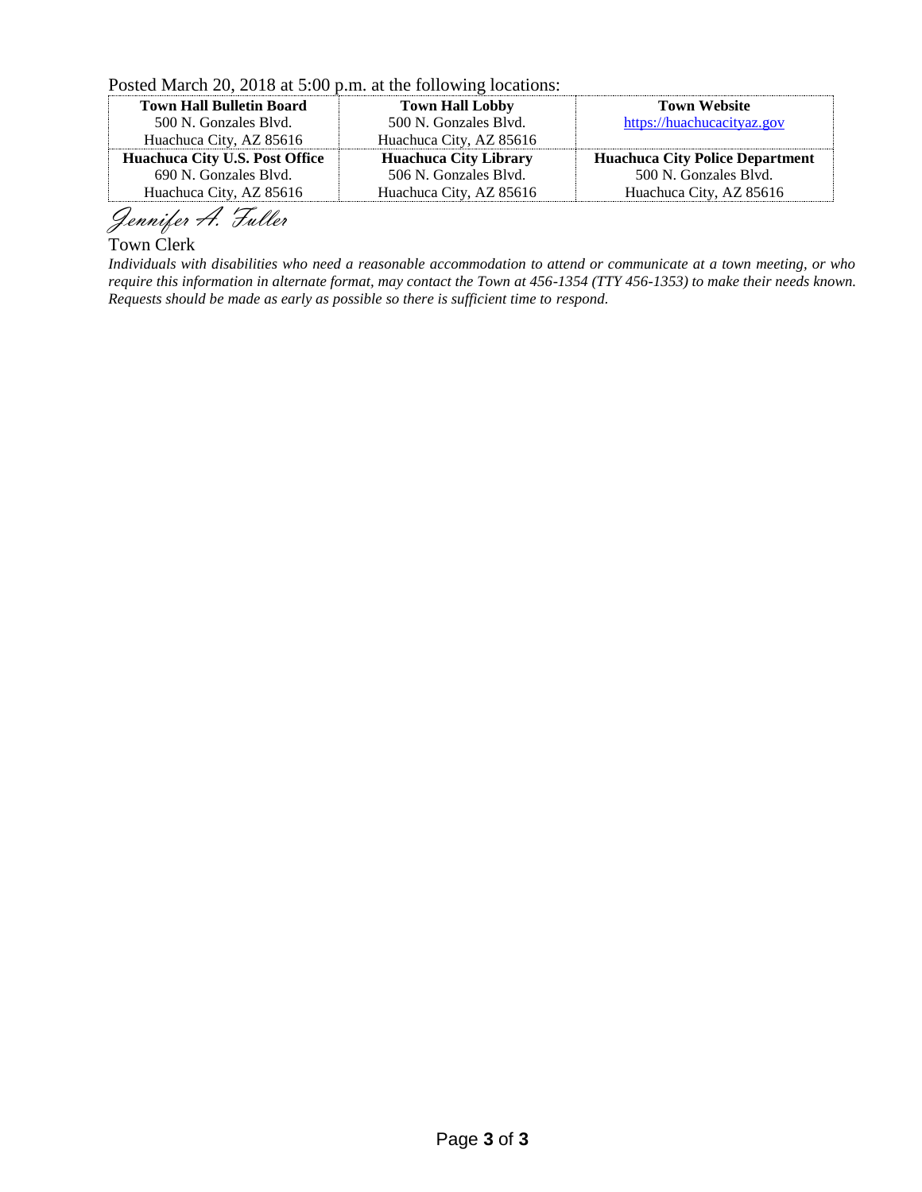Posted March 20, 2018 at 5:00 p.m. at the following locations:

| | | |
|---|---|---|
| **Town Hall Bulletin Board**<br>500 N. Gonzales Blvd.<br>Huachuca City, AZ 85616 | **Town Hall Lobby**<br>500 N. Gonzales Blvd.<br>Huachuca City, AZ 85616 | **Town Website**<br>https://huachucacityaz.gov |
| **Huachuca City U.S. Post Office**<br>690 N. Gonzales Blvd.<br>Huachuca City, AZ 85616 | **Huachuca City Library**<br>506 N. Gonzales Blvd.<br>Huachuca City, AZ 85616 | **Huachuca City Police Department**<br>500 N. Gonzales Blvd.<br>Huachuca City, AZ 85616 |

*Jennifer A. Fuller*

Town Clerk

*Individuals with disabilities who need a reasonable accommodation to attend or communicate at a town meeting, or who require this information in alternate format, may contact the Town at 456-1354 (TTY 456-1353) to make their needs known. Requests should be made as early as possible so there is sufficient time to respond.*